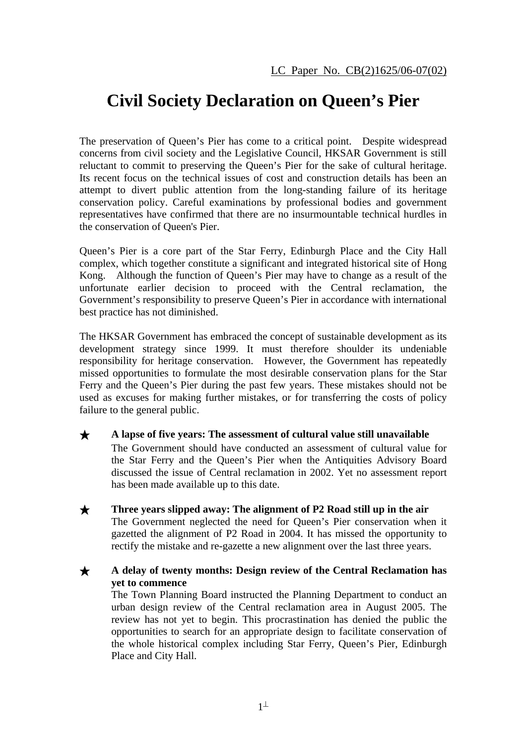LC Paper No. CB(2)1625/06-07(02)

# Civil Society Declaration on Queen's Pier

The preservation of Queen's Pier has come to a critical point. Despite widespread concerns from civil society and the Legislative Council, HKSAR Government is still reluctant to commit to preserving the Queen's Pier for the sake of cultural heritage. Its recent focus on the technical issues of cost and construction details has been an attempt to divert public attention from the long-standing failure of its heritage conservation policy. Careful examinations by professional bodies and government representatives have confirmed that there are no insurmountable technical hurdles in the conservation of Queen's Pier.

Queen's Pier is a core part of the Star Ferry, Edinburgh Place and the City Hall complex, which together constitute a significant and integrated historical site of Hong Kong. Although the function of Queen's Pier may have to change as a result of the unfortunate earlier decision to proceed with the Central reclamation, the Government's responsibility to preserve Queen's Pier in accordance with international best practice has not diminished.

The HKSAR Government has embraced the concept of sustainable development as its development strategy since 1999. It must therefore shoulder its undeniable responsibility for heritage conservation. However, the Government has repeatedly missed opportunities to formulate the most desirable conservation plans for the Star Ferry and the Queen's Pier during the past few years. These mistakes should not be used as excuses for making further mistakes, or for transferring the costs of policy failure to the general public.

★ **A lapse of five years: The assessment of cultural value still unavailable**
The Government should have conducted an assessment of cultural value for the Star Ferry and the Queen's Pier when the Antiquities Advisory Board discussed the issue of Central reclamation in 2002. Yet no assessment report has been made available up to this date.

★ **Three years slipped away: The alignment of P2 Road still up in the air**
The Government neglected the need for Queen's Pier conservation when it gazetted the alignment of P2 Road in 2004. It has missed the opportunity to rectify the mistake and re-gazette a new alignment over the last three years.

★ **A delay of twenty months: Design review of the Central Reclamation has yet to commence**
The Town Planning Board instructed the Planning Department to conduct an urban design review of the Central reclamation area in August 2005. The review has not yet to begin. This procrastination has denied the public the opportunities to search for an appropriate design to facilitate conservation of the whole historical complex including Star Ferry, Queen's Pier, Edinburgh Place and City Hall.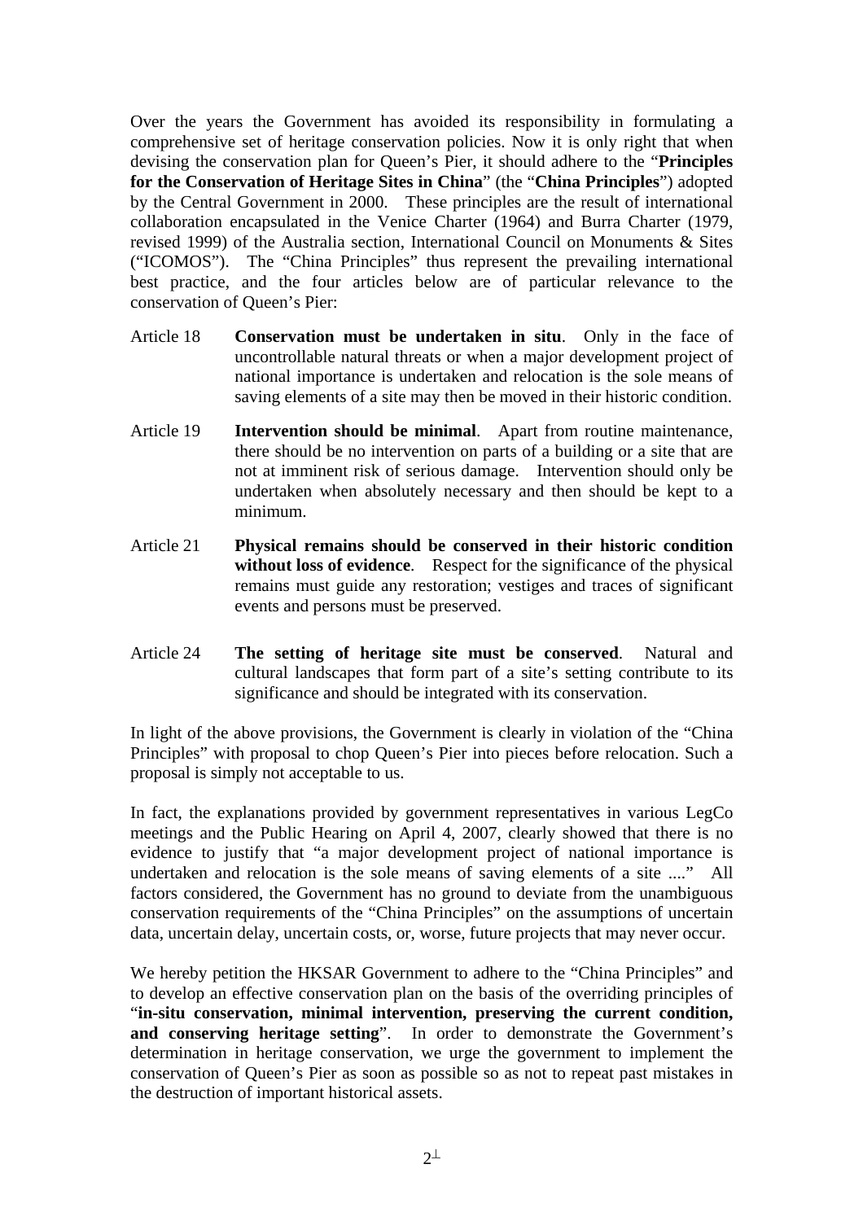Over the years the Government has avoided its responsibility in formulating a comprehensive set of heritage conservation policies. Now it is only right that when devising the conservation plan for Queen's Pier, it should adhere to the "**Principles for the Conservation of Heritage Sites in China**" (the "**China Principles**") adopted by the Central Government in 2000. These principles are the result of international collaboration encapsulated in the Venice Charter (1964) and Burra Charter (1979, revised 1999) of the Australia section, International Council on Monuments & Sites ("ICOMOS"). The "China Principles" thus represent the prevailing international best practice, and the four articles below are of particular relevance to the conservation of Queen's Pier:

Article 18 **Conservation must be undertaken in situ**. Only in the face of uncontrollable natural threats or when a major development project of national importance is undertaken and relocation is the sole means of saving elements of a site may then be moved in their historic condition.

Article 19 **Intervention should be minimal**. Apart from routine maintenance, there should be no intervention on parts of a building or a site that are not at imminent risk of serious damage. Intervention should only be undertaken when absolutely necessary and then should be kept to a minimum.

Article 21 **Physical remains should be conserved in their historic condition without loss of evidence**. Respect for the significance of the physical remains must guide any restoration; vestiges and traces of significant events and persons must be preserved.

Article 24 **The setting of heritage site must be conserved**. Natural and cultural landscapes that form part of a site's setting contribute to its significance and should be integrated with its conservation.

In light of the above provisions, the Government is clearly in violation of the "China Principles" with proposal to chop Queen's Pier into pieces before relocation. Such a proposal is simply not acceptable to us.

In fact, the explanations provided by government representatives in various LegCo meetings and the Public Hearing on April 4, 2007, clearly showed that there is no evidence to justify that "a major development project of national importance is undertaken and relocation is the sole means of saving elements of a site ...." All factors considered, the Government has no ground to deviate from the unambiguous conservation requirements of the "China Principles" on the assumptions of uncertain data, uncertain delay, uncertain costs, or, worse, future projects that may never occur.

We hereby petition the HKSAR Government to adhere to the "China Principles" and to develop an effective conservation plan on the basis of the overriding principles of "**in-situ conservation, minimal intervention, preserving the current condition, and conserving heritage setting**". In order to demonstrate the Government's determination in heritage conservation, we urge the government to implement the conservation of Queen's Pier as soon as possible so as not to repeat past mistakes in the destruction of important historical assets.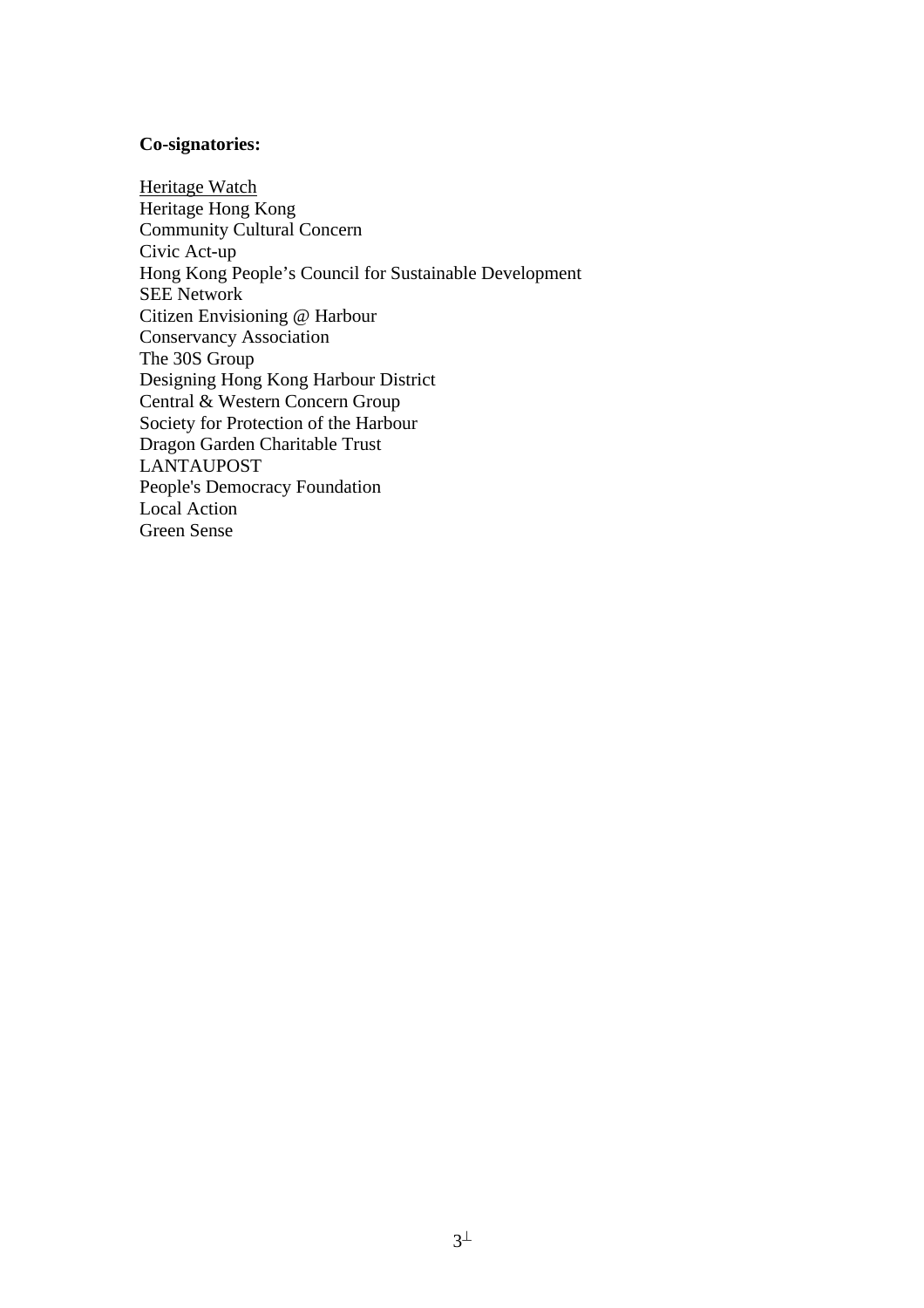**Co-signatories:**

Heritage Watch
Heritage Hong Kong
Community Cultural Concern
Civic Act-up
Hong Kong People's Council for Sustainable Development
SEE Network
Citizen Envisioning @ Harbour
Conservancy Association
The 30S Group
Designing Hong Kong Harbour District
Central & Western Concern Group
Society for Protection of the Harbour
Dragon Garden Charitable Trust
LANTAUPOST
People's Democracy Foundation
Local Action
Green Sense